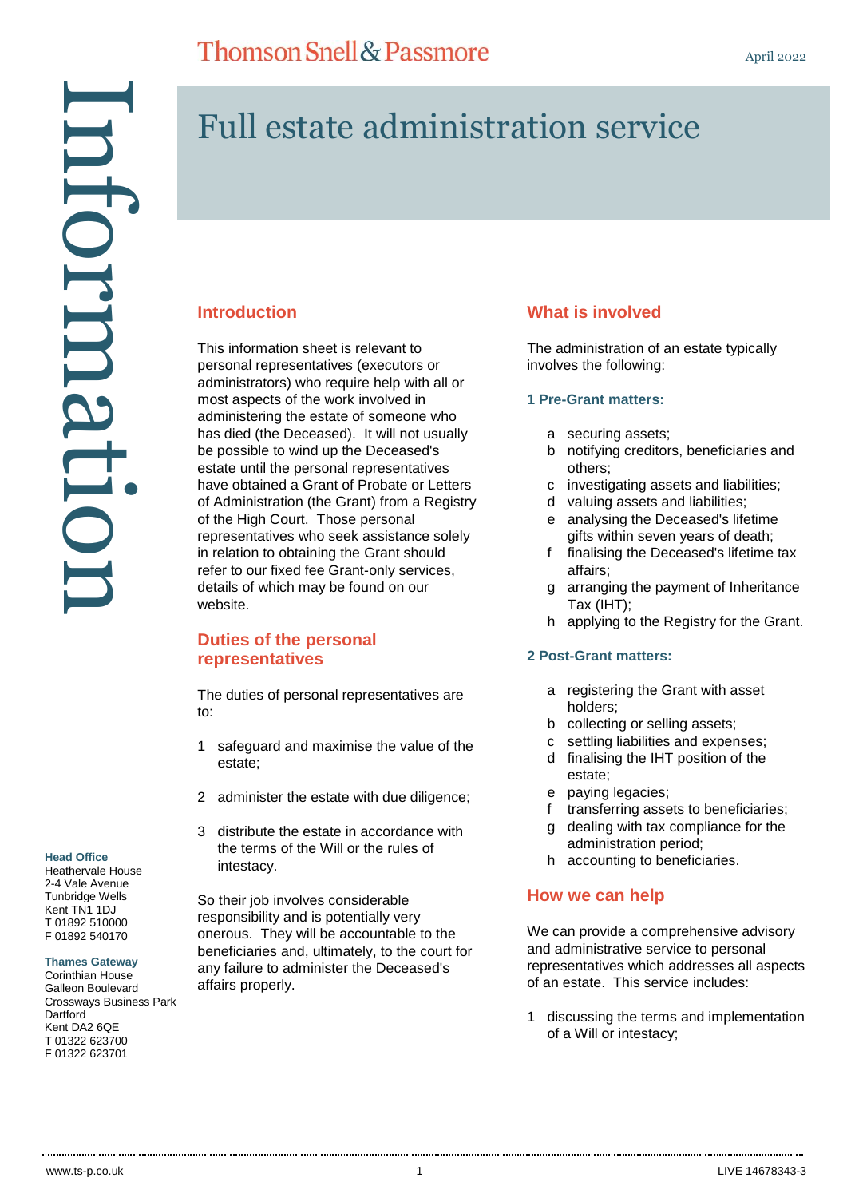Thomson Snell & Passmore

April 2022

# Full estate administration service

Information

## Introduction

This information sheet is relevant to personal representatives (executors or administrators) who require help with all or most aspects of the work involved in administering the estate of someone who has died (the Deceased). It will not usually be possible to wind up the Deceased's estate until the personal representatives have obtained a Grant of Probate or Letters of Administration (the Grant) from a Registry of the High Court. Those personal representatives who seek assistance solely in relation to obtaining the Grant should refer to our fixed fee Grant-only services, details of which may be found on our website.

## Duties of the personal representatives

The duties of personal representatives are to:

1. safeguard and maximise the value of the estate;
2. administer the estate with due diligence;
3. distribute the estate in accordance with the terms of the Will or the rules of intestacy.

So their job involves considerable responsibility and is potentially very onerous. They will be accountable to the beneficiaries and, ultimately, to the court for any failure to administer the Deceased's affairs properly.

## What is involved

The administration of an estate typically involves the following:

### 1 Pre-Grant matters:

a. securing assets;
b. notifying creditors, beneficiaries and others;
c. investigating assets and liabilities;
d. valuing assets and liabilities;
e. analysing the Deceased's lifetime gifts within seven years of death;
f. finalising the Deceased's lifetime tax affairs;
g. arranging the payment of Inheritance Tax (IHT);
h. applying to the Registry for the Grant.

### 2 Post-Grant matters:

a. registering the Grant with asset holders;
b. collecting or selling assets;
c. settling liabilities and expenses;
d. finalising the IHT position of the estate;
e. paying legacies;
f. transferring assets to beneficiaries;
g. dealing with tax compliance for the administration period;
h. accounting to beneficiaries.

## How we can help

We can provide a comprehensive advisory and administrative service to personal representatives which addresses all aspects of an estate. This service includes:

1. discussing the terms and implementation of a Will or intestacy;

**Head Office**
Heathervale House
2-4 Vale Avenue
Tunbridge Wells
Kent TN1 1DJ
T 01892 510000
F 01892 540170

**Thames Gateway**
Corinthian House
Galleon Boulevard
Crossways Business Park
Dartford
Kent DA2 6QE
T 01322 623700
F 01322 623701

www.ts-p.co.uk

LIVE 14678343-3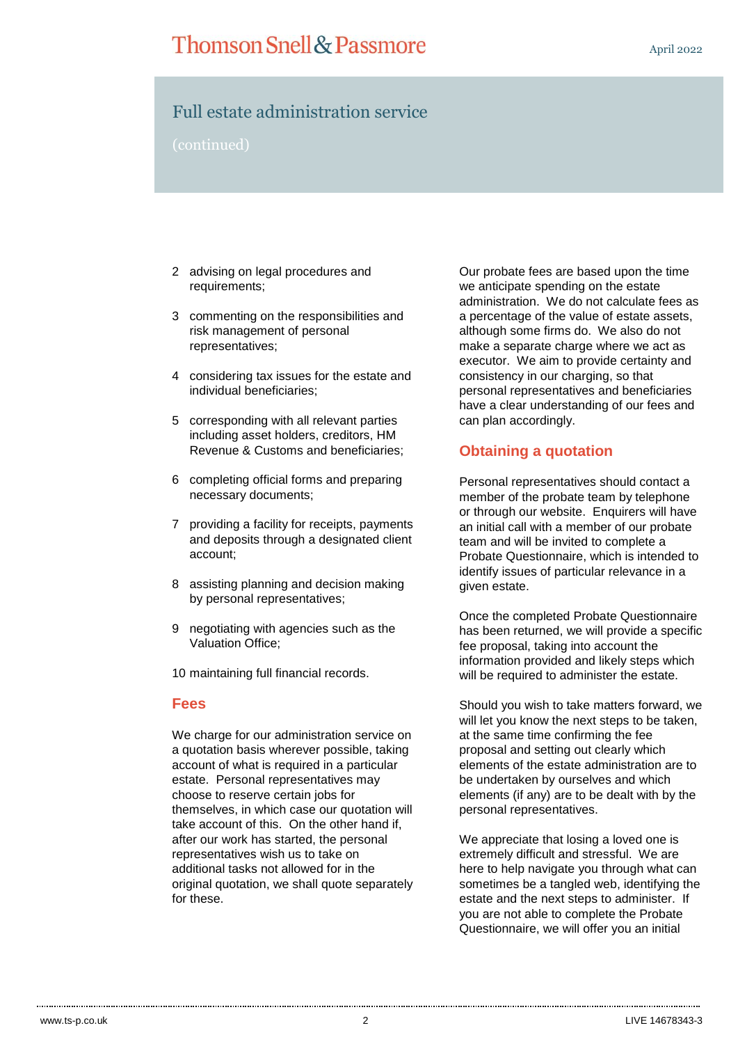# Full estate administration service

(continued)

2 advising on legal procedures and requirements;

3 commenting on the responsibilities and risk management of personal representatives;

4 considering tax issues for the estate and individual beneficiaries;

5 corresponding with all relevant parties including asset holders, creditors, HM Revenue & Customs and beneficiaries;

6 completing official forms and preparing necessary documents;

7 providing a facility for receipts, payments and deposits through a designated client account;

8 assisting planning and decision making by personal representatives;

9 negotiating with agencies such as the Valuation Office;

10 maintaining full financial records.

## Fees

We charge for our administration service on a quotation basis wherever possible, taking account of what is required in a particular estate. Personal representatives may choose to reserve certain jobs for themselves, in which case our quotation will take account of this. On the other hand if, after our work has started, the personal representatives wish us to take on additional tasks not allowed for in the original quotation, we shall quote separately for these.

Our probate fees are based upon the time we anticipate spending on the estate administration. We do not calculate fees as a percentage of the value of estate assets, although some firms do. We also do not make a separate charge where we act as executor. We aim to provide certainty and consistency in our charging, so that personal representatives and beneficiaries have a clear understanding of our fees and can plan accordingly.

## Obtaining a quotation

Personal representatives should contact a member of the probate team by telephone or through our website. Enquirers will have an initial call with a member of our probate team and will be invited to complete a Probate Questionnaire, which is intended to identify issues of particular relevance in a given estate.

Once the completed Probate Questionnaire has been returned, we will provide a specific fee proposal, taking into account the information provided and likely steps which will be required to administer the estate.

Should you wish to take matters forward, we will let you know the next steps to be taken, at the same time confirming the fee proposal and setting out clearly which elements of the estate administration are to be undertaken by ourselves and which elements (if any) are to be dealt with by the personal representatives.

We appreciate that losing a loved one is extremely difficult and stressful. We are here to help navigate you through what can sometimes be a tangled web, identifying the estate and the next steps to administer. If you are not able to complete the Probate Questionnaire, we will offer you an initial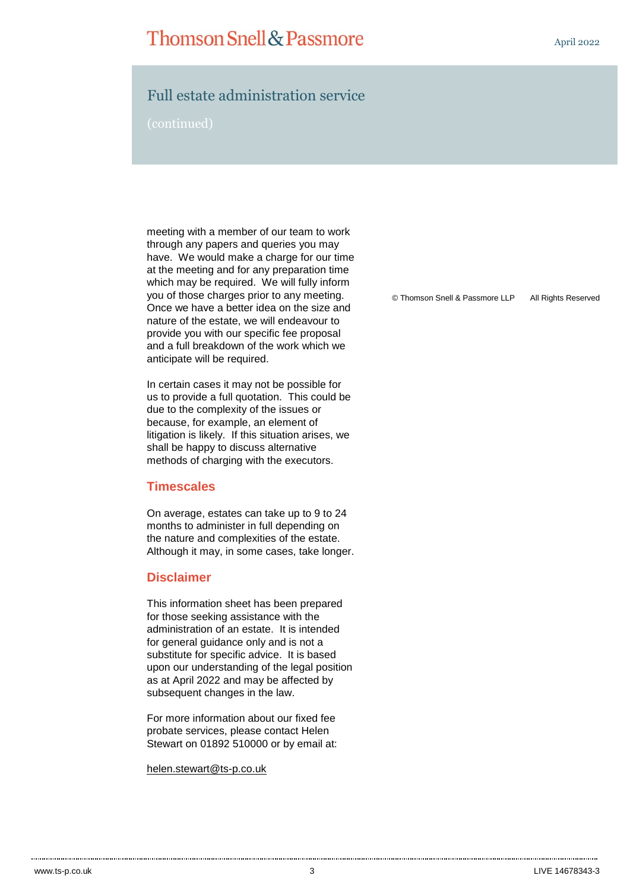## Full estate administration service

(continued)

meeting with a member of our team to work through any papers and queries you may have. We would make a charge for our time at the meeting and for any preparation time which may be required. We will fully inform you of those charges prior to any meeting. Once we have a better idea on the size and nature of the estate, we will endeavour to provide you with our specific fee proposal and a full breakdown of the work which we anticipate will be required.

In certain cases it may not be possible for us to provide a full quotation. This could be due to the complexity of the issues or because, for example, an element of litigation is likely. If this situation arises, we shall be happy to discuss alternative methods of charging with the executors.

### Timescales

On average, estates can take up to 9 to 24 months to administer in full depending on the nature and complexities of the estate. Although it may, in some cases, take longer.

### Disclaimer

This information sheet has been prepared for those seeking assistance with the administration of an estate. It is intended for general guidance only and is not a substitute for specific advice. It is based upon our understanding of the legal position as at April 2022 and may be affected by subsequent changes in the law.

For more information about our fixed fee probate services, please contact Helen Stewart on 01892 510000 or by email at:

helen.stewart@ts-p.co.uk

© Thomson Snell & Passmore LLP All Rights Reserved